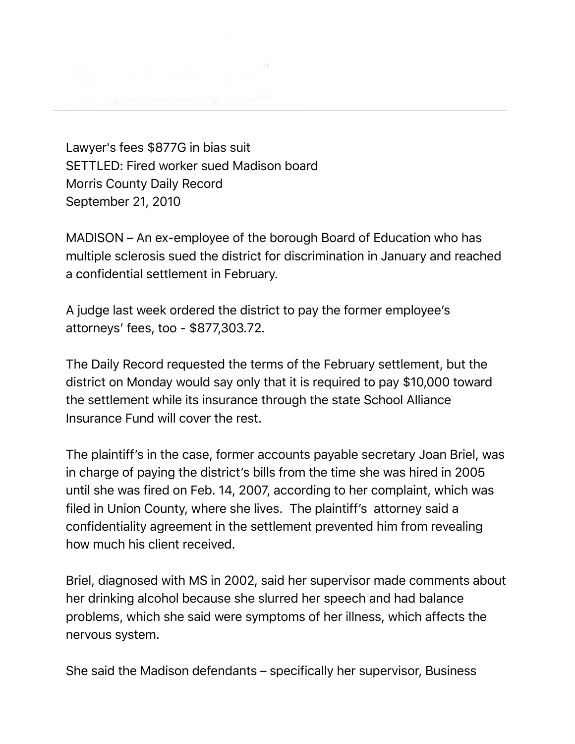Lawyer's fees $877G in bias suit
SETTLED: Fired worker sued Madison board
Morris County Daily Record
September 21, 2010

MADISON – An ex-employee of the borough Board of Education who has multiple sclerosis sued the district for discrimination in January and reached a confidential settlement in February.

A judge last week ordered the district to pay the former employee's attorneys' fees, too - $877,303.72.

The Daily Record requested the terms of the February settlement, but the district on Monday would say only that it is required to pay $10,000 toward the settlement while its insurance through the state School Alliance Insurance Fund will cover the rest.

The plaintiff's in the case, former accounts payable secretary Joan Briel, was in charge of paying the district's bills from the time she was hired in 2005 until she was fired on Feb. 14, 2007, according to her complaint, which was filed in Union County, where she lives. The plaintiff's attorney said a confidentiality agreement in the settlement prevented him from revealing how much his client received.

Briel, diagnosed with MS in 2002, said her supervisor made comments about her drinking alcohol because she slurred her speech and had balance problems, which she said were symptoms of her illness, which affects the nervous system.

She said the Madison defendants – specifically her supervisor, Business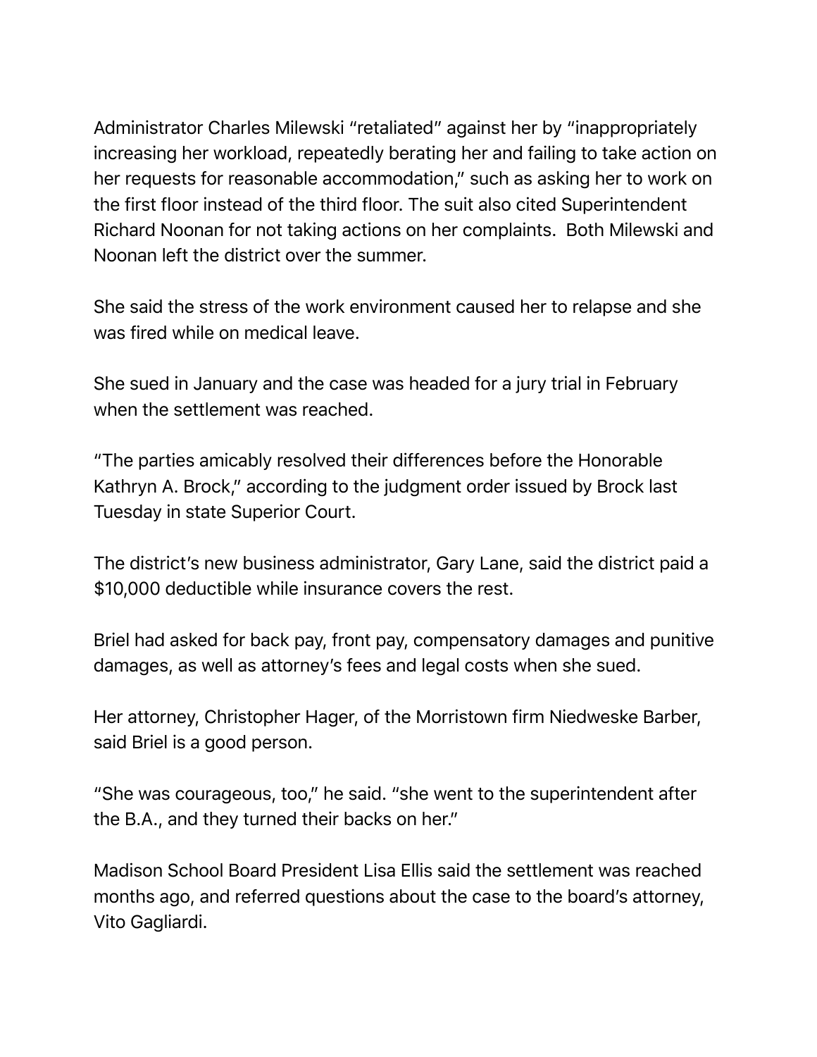Administrator Charles Milewski "retaliated" against her by "inappropriately increasing her workload, repeatedly berating her and failing to take action on her requests for reasonable accommodation," such as asking her to work on the first floor instead of the third floor. The suit also cited Superintendent Richard Noonan for not taking actions on her complaints.  Both Milewski and Noonan left the district over the summer.

She said the stress of the work environment caused her to relapse and she was fired while on medical leave.

She sued in January and the case was headed for a jury trial in February when the settlement was reached.

"The parties amicably resolved their differences before the Honorable Kathryn A. Brock," according to the judgment order issued by Brock last Tuesday in state Superior Court.

The district's new business administrator, Gary Lane, said the district paid a $10,000 deductible while insurance covers the rest.

Briel had asked for back pay, front pay, compensatory damages and punitive damages, as well as attorney's fees and legal costs when she sued.

Her attorney, Christopher Hager, of the Morristown firm Niedweske Barber, said Briel is a good person.

"She was courageous, too," he said. "she went to the superintendent after the B.A., and they turned their backs on her."

Madison School Board President Lisa Ellis said the settlement was reached months ago, and referred questions about the case to the board's attorney, Vito Gagliardi.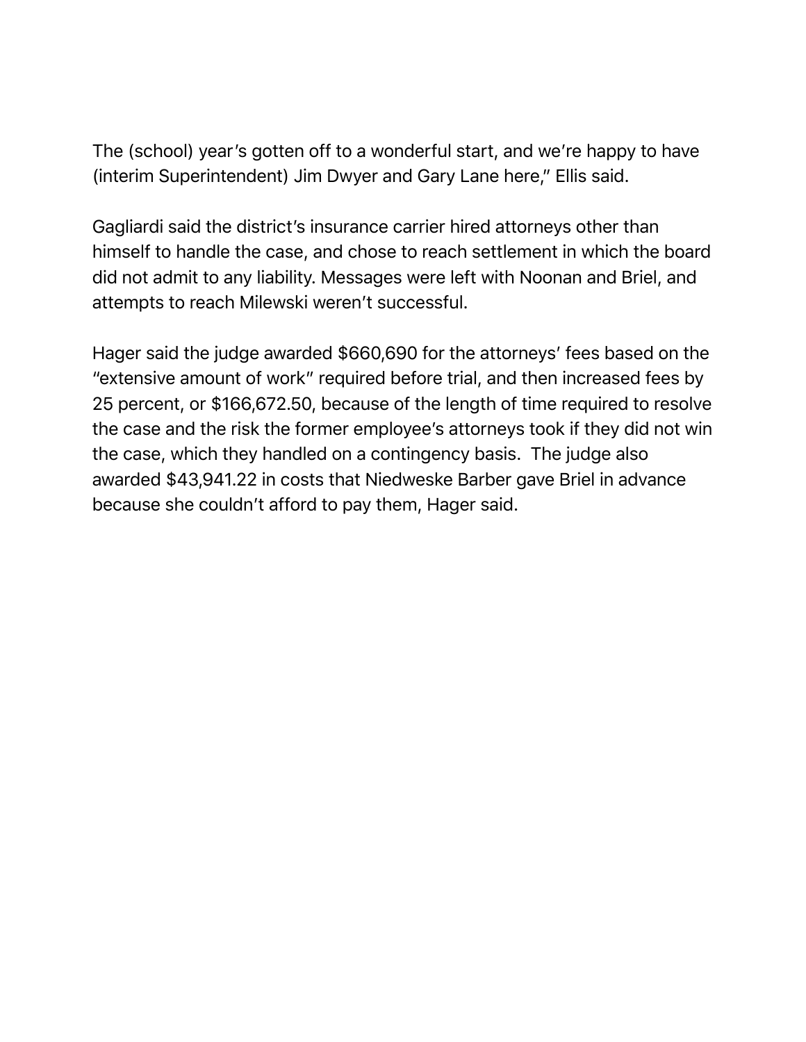The (school) year’s gotten off to a wonderful start, and we’re happy to have (interim Superintendent) Jim Dwyer and Gary Lane here,” Ellis said.

Gagliardi said the district’s insurance carrier hired attorneys other than himself to handle the case, and chose to reach settlement in which the board did not admit to any liability. Messages were left with Noonan and Briel, and attempts to reach Milewski weren’t successful.

Hager said the judge awarded $660,690 for the attorneys’ fees based on the “extensive amount of work” required before trial, and then increased fees by 25 percent, or $166,672.50, because of the length of time required to resolve the case and the risk the former employee’s attorneys took if they did not win the case, which they handled on a contingency basis. The judge also awarded $43,941.22 in costs that Niedweske Barber gave Briel in advance because she couldn’t afford to pay them, Hager said.